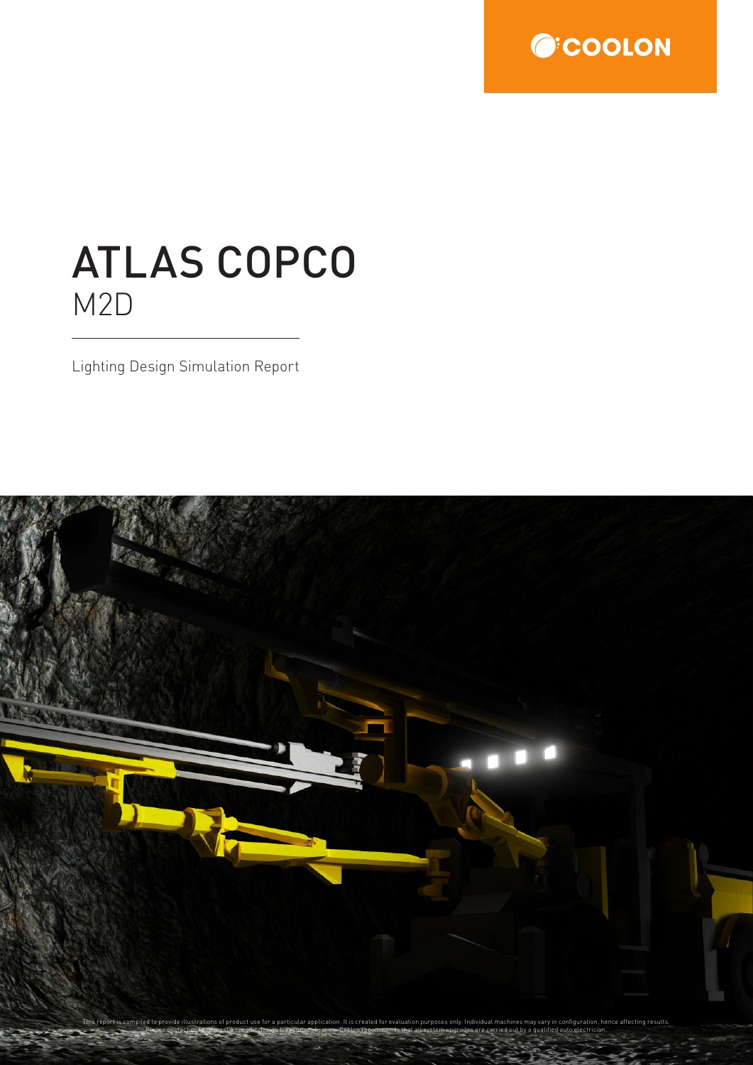COOLON

# ATLAS COPCO

## M2D

Lighting Design Simulation Report

This report is compiled to provide illustrations of product use for a particular application. It is created for evaluation purposes only. Individual machines may vary in configuration, hence affecting results. Please contact us to request a specific design for your application. Coolon recommends that all system upgrades are carried out by a qualified auto electrician.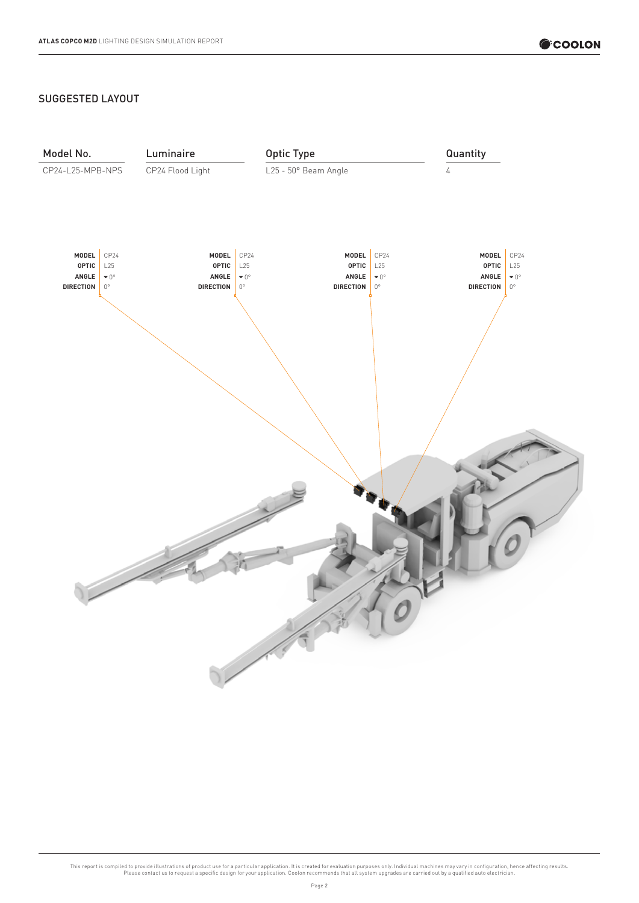## SUGGESTED LAYOUT

| Model No. | Luminaire | Optic Type | Quantity |
| --- | --- | --- | --- |
| CP24-L25-MPB-NPS | CP24 Flood Light | L25 - 50° Beam Angle | 4 |

| | Light 1 | Light 2 | Light 3 | Light 4 |
| --- | --- | --- | --- | --- |
| **MODEL** | CP24 | CP24 | CP24 | CP24 |
| **OPTIC** | L25 | L25 | L25 | L25 |
| **ANGLE** | ▾ 0° | ▾ 0° | ▾ 0° | ▾ 0° |
| **DIRECTION** | 0° | 0° | 0° | 0° |

This report is compiled to provide illustrations of product use for a particular application. It is created for evaluation purposes only. Individual machines may vary in configuration, hence affecting results. Please contact us to request a specific design for your application. Coolon recommends that all system upgrades are carried out by a qualified auto electrician.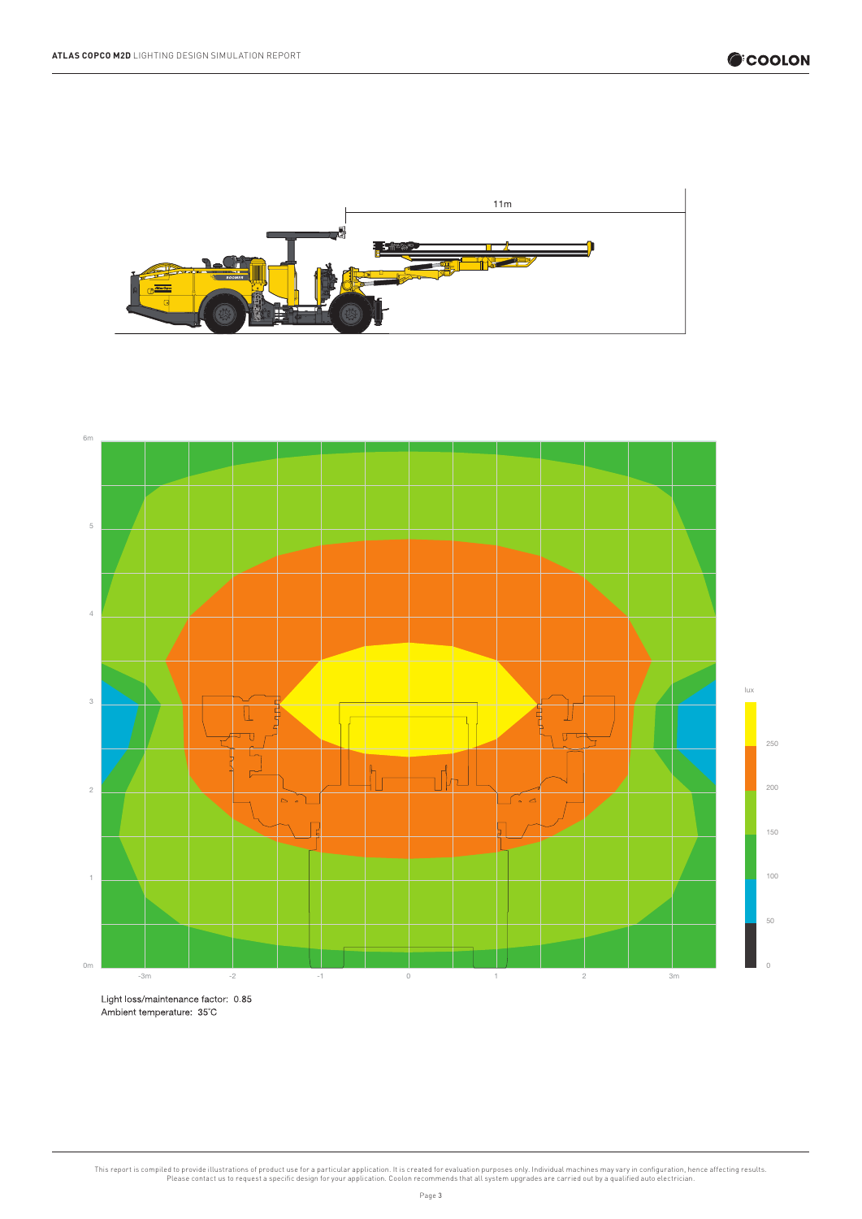Light loss/maintenance factor: 0.85

Ambient temperature: 35˚C

This report is compiled to provide illustrations of product use for a particular application. It is created for evaluation purposes only. Individual machines may vary in configuration, hence affecting results. Please contact us to request a specific design for your application. Coolon recommends that all system upgrades are carried out by a qualified auto electrician.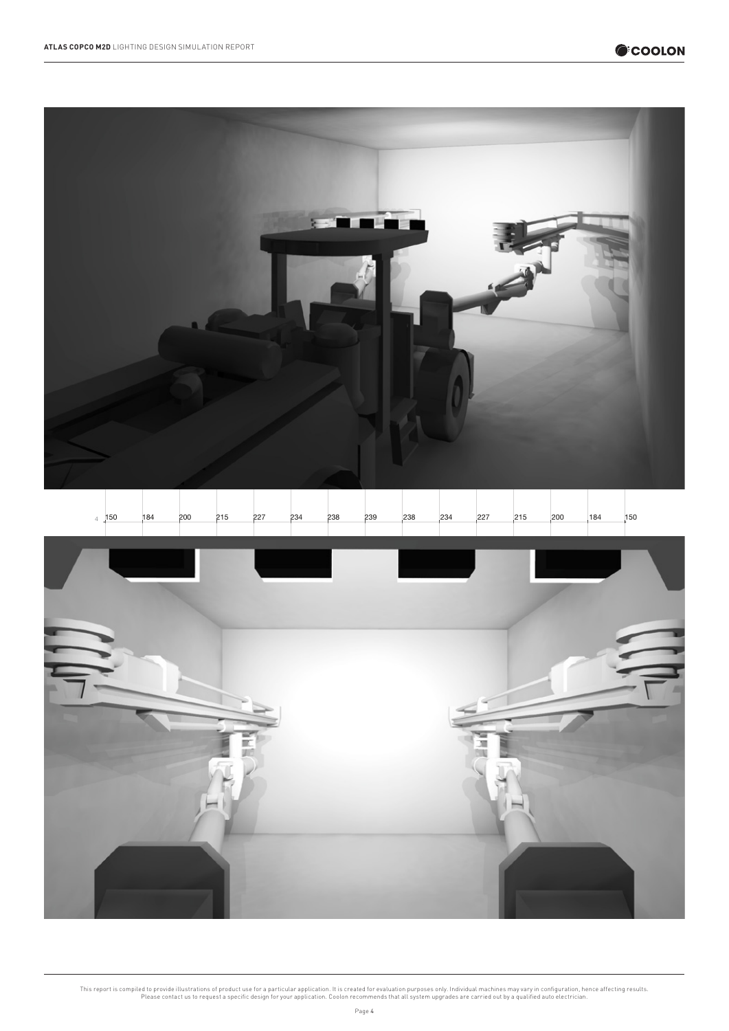| 4 | 150 | 184 | 200 | 215 | 227 | 234 | 238 | 239 | 238 | 234 | 227 | 215 | 200 | 184 | 150 |
|---|---|---|---|---|---|---|---|---|---|---|---|---|---|---|---|

This report is compiled to provide illustrations of product use for a particular application. It is created for evaluation purposes only. Individual machines may vary in configuration, hence affecting results. Please contact us to request a specific design for your application. Coolon recommends that all system upgrades are carried out by a qualified auto electrician.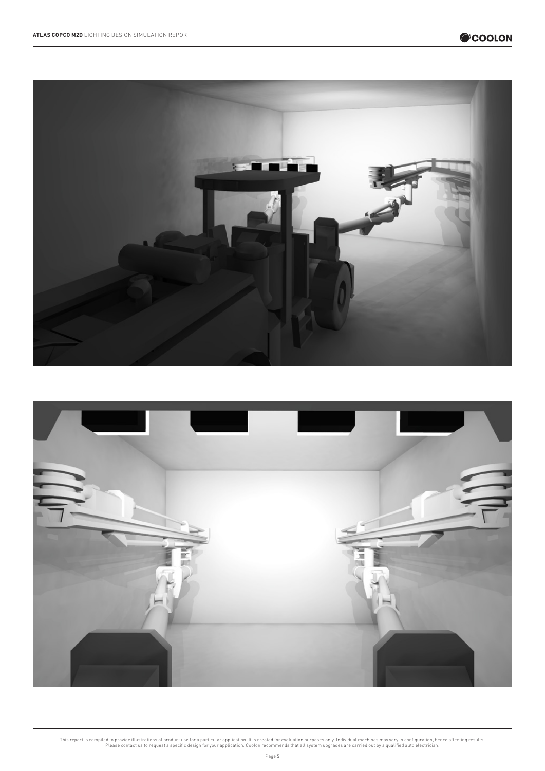This report is compiled to provide illustrations of product use for a particular application. It is created for evaluation purposes only. Individual machines may vary in configuration, hence affecting results. Please contact us to request a specific design for your application. Coolon recommends that all system upgrades are carried out by a qualified auto electrician.